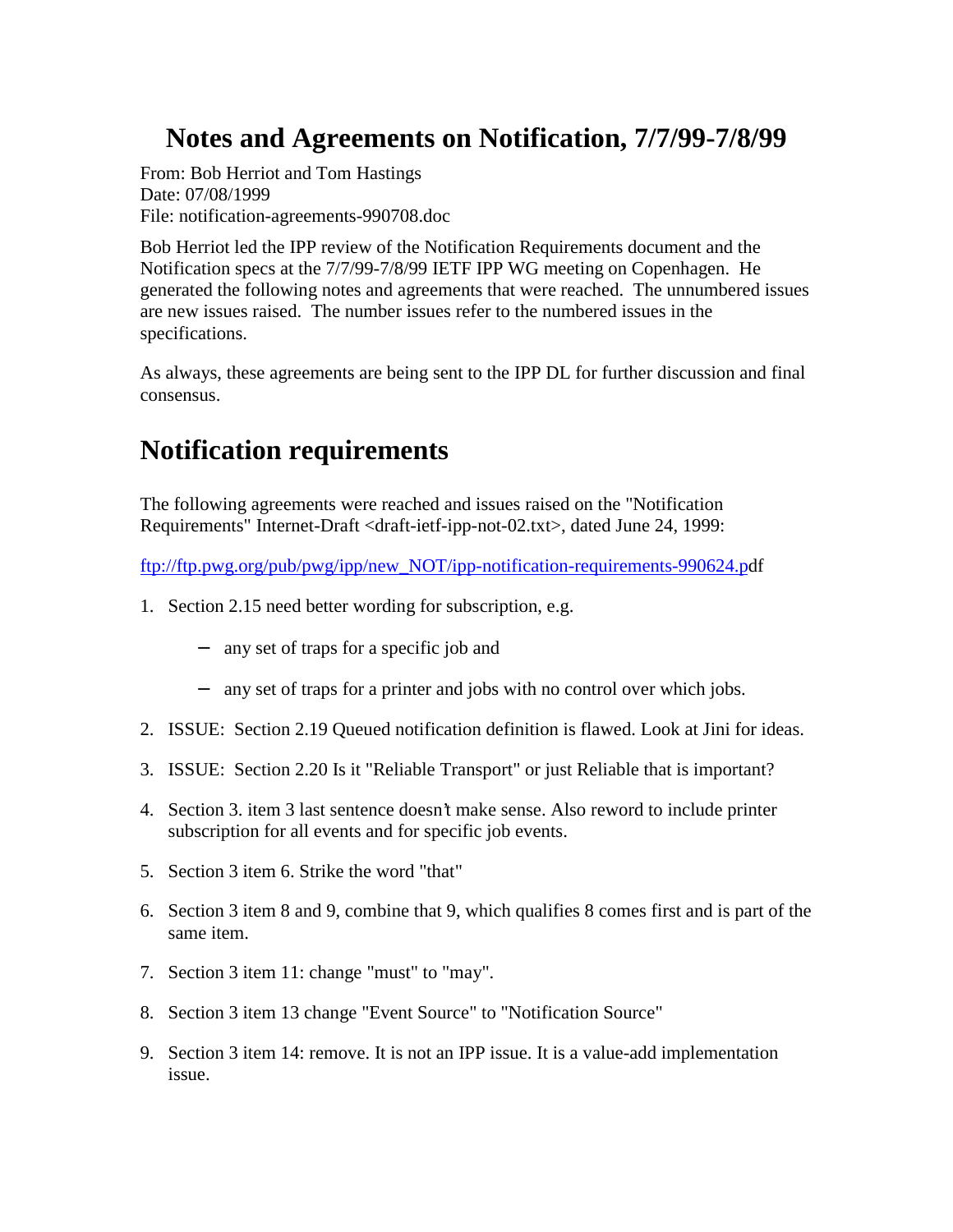# Notes and Agreements on Notification, 7/7/99-7/8/99

From: Bob Herriot and Tom Hastings
Date: 07/08/1999
File: notification-agreements-990708.doc

Bob Herriot led the IPP review of the Notification Requirements document and the Notification specs at the 7/7/99-7/8/99 IETF IPP WG meeting on Copenhagen. He generated the following notes and agreements that were reached. The unnumbered issues are new issues raised. The number issues refer to the numbered issues in the specifications.

As always, these agreements are being sent to the IPP DL for further discussion and final consensus.

## Notification requirements

The following agreements were reached and issues raised on the "Notification Requirements" Internet-Draft <draft-ietf-ipp-not-02.txt>, dated June 24, 1999:

ftp://ftp.pwg.org/pub/pwg/ipp/new_NOT/ipp-notification-requirements-990624.pdf

1. Section 2.15 need better wording for subscription, e.g.
   - any set of traps for a specific job and
   - any set of traps for a printer and jobs with no control over which jobs.
2. ISSUE: Section 2.19 Queued notification definition is flawed. Look at Jini for ideas.
3. ISSUE: Section 2.20 Is it "Reliable Transport" or just Reliable that is important?
4. Section 3. item 3 last sentence doesn't make sense. Also reword to include printer subscription for all events and for specific job events.
5. Section 3 item 6. Strike the word "that"
6. Section 3 item 8 and 9, combine that 9, which qualifies 8 comes first and is part of the same item.
7. Section 3 item 11: change "must" to "may".
8. Section 3 item 13 change "Event Source" to "Notification Source"
9. Section 3 item 14: remove. It is not an IPP issue. It is a value-add implementation issue.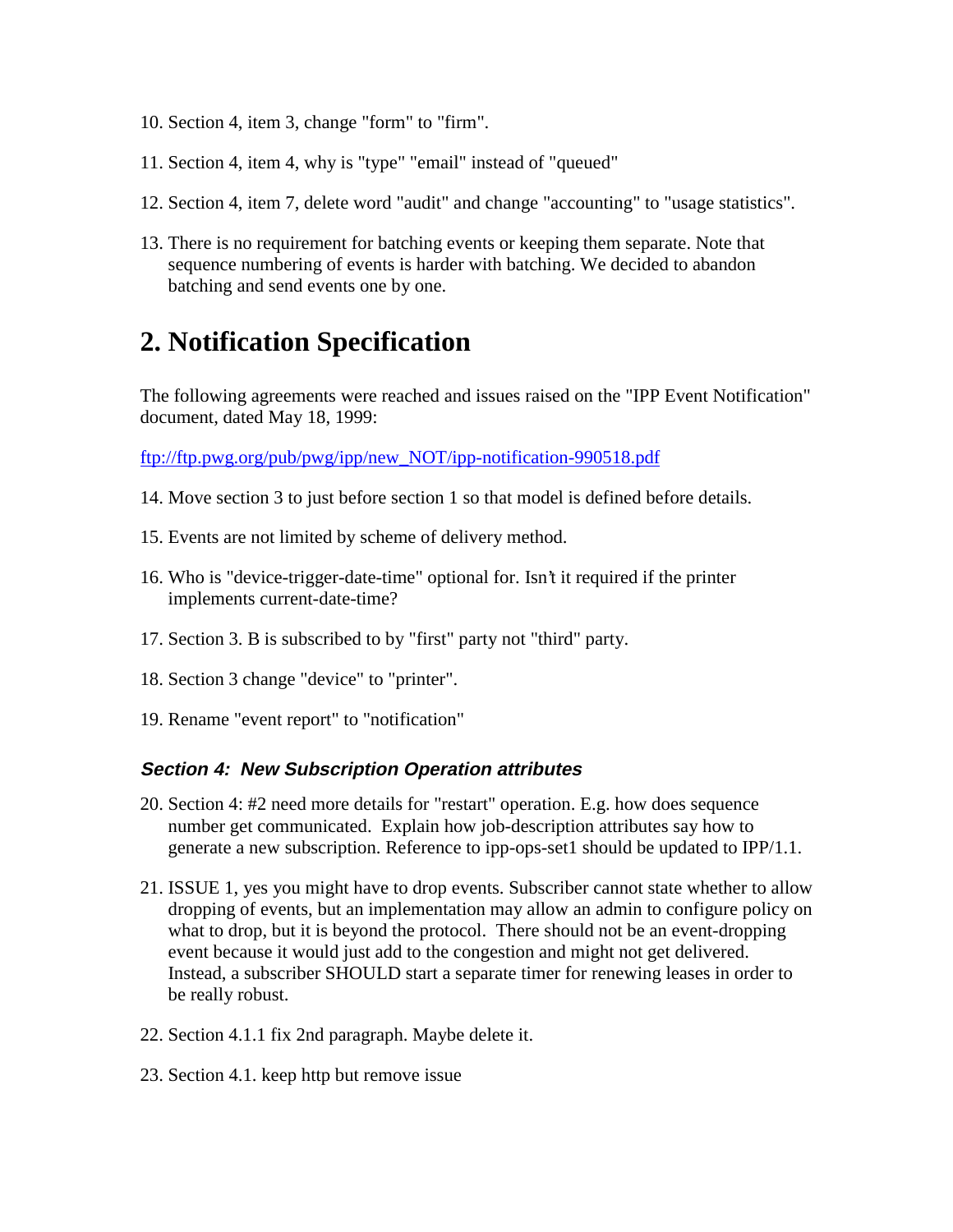10. Section 4, item 3, change "form" to "firm".

11. Section 4, item 4, why is "type" "email" instead of "queued"

12. Section 4, item 7, delete word "audit" and change "accounting" to "usage statistics".

13. There is no requirement for batching events or keeping them separate. Note that sequence numbering of events is harder with batching. We decided to abandon batching and send events one by one.

# 2. Notification Specification

The following agreements were reached and issues raised on the "IPP Event Notification" document, dated May 18, 1999:

ftp://ftp.pwg.org/pub/pwg/ipp/new_NOT/ipp-notification-990518.pdf

14. Move section 3 to just before section 1 so that model is defined before details.

15. Events are not limited by scheme of delivery method.

16. Who is "device-trigger-date-time" optional for. Isn't it required if the printer implements current-date-time?

17. Section 3. B is subscribed to by "first" party not "third" party.

18. Section 3 change "device" to "printer".

19. Rename "event report" to "notification"

### *Section 4: New Subscription Operation attributes*

20. Section 4: #2 need more details for "restart" operation. E.g. how does sequence number get communicated. Explain how job-description attributes say how to generate a new subscription. Reference to ipp-ops-set1 should be updated to IPP/1.1.

21. ISSUE 1, yes you might have to drop events. Subscriber cannot state whether to allow dropping of events, but an implementation may allow an admin to configure policy on what to drop, but it is beyond the protocol. There should not be an event-dropping event because it would just add to the congestion and might not get delivered. Instead, a subscriber SHOULD start a separate timer for renewing leases in order to be really robust.

22. Section 4.1.1 fix 2nd paragraph. Maybe delete it.

23. Section 4.1. keep http but remove issue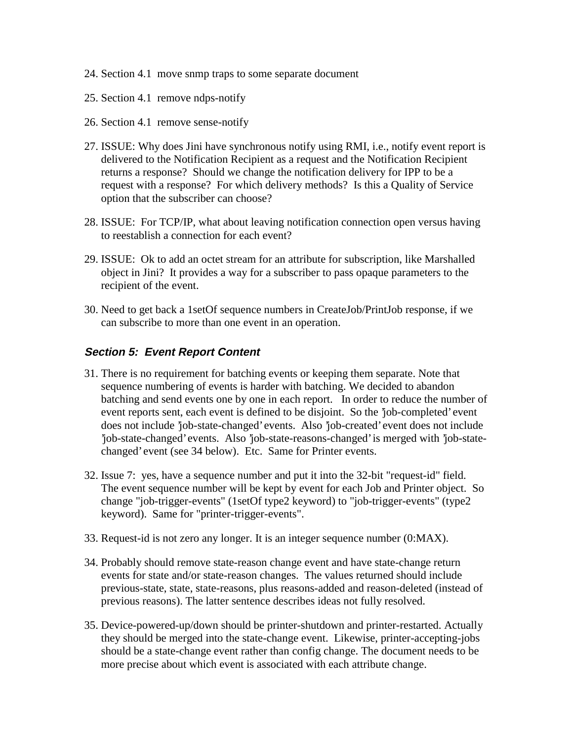24. Section 4.1 move snmp traps to some separate document

25. Section 4.1 remove ndps-notify

26. Section 4.1 remove sense-notify

27. ISSUE: Why does Jini have synchronous notify using RMI, i.e., notify event report is delivered to the Notification Recipient as a request and the Notification Recipient returns a response? Should we change the notification delivery for IPP to be a request with a response? For which delivery methods? Is this a Quality of Service option that the subscriber can choose?

28. ISSUE: For TCP/IP, what about leaving notification connection open versus having to reestablish a connection for each event?

29. ISSUE: Ok to add an octet stream for an attribute for subscription, like Marshalled object in Jini? It provides a way for a subscriber to pass opaque parameters to the recipient of the event.

30. Need to get back a 1setOf sequence numbers in CreateJob/PrintJob response, if we can subscribe to more than one event in an operation.

### *Section 5: Event Report Content*

31. There is no requirement for batching events or keeping them separate. Note that sequence numbering of events is harder with batching. We decided to abandon batching and send events one by one in each report. In order to reduce the number of event reports sent, each event is defined to be disjoint. So the 'job-completed' event does not include 'job-state-changed' events. Also 'job-created' event does not include 'job-state-changed' events. Also 'job-state-reasons-changed' is merged with 'job-state-changed' event (see 34 below). Etc. Same for Printer events.

32. Issue 7: yes, have a sequence number and put it into the 32-bit "request-id" field. The event sequence number will be kept by event for each Job and Printer object. So change "job-trigger-events" (1setOf type2 keyword) to "job-trigger-events" (type2 keyword). Same for "printer-trigger-events".

33. Request-id is not zero any longer. It is an integer sequence number (0:MAX).

34. Probably should remove state-reason change event and have state-change return events for state and/or state-reason changes. The values returned should include previous-state, state, state-reasons, plus reasons-added and reason-deleted (instead of previous reasons). The latter sentence describes ideas not fully resolved.

35. Device-powered-up/down should be printer-shutdown and printer-restarted. Actually they should be merged into the state-change event. Likewise, printer-accepting-jobs should be a state-change event rather than config change. The document needs to be more precise about which event is associated with each attribute change.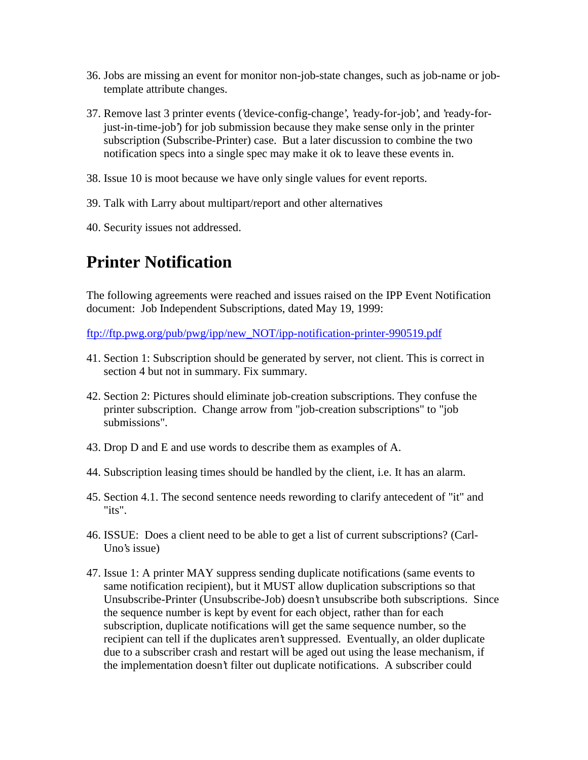36. Jobs are missing an event for monitor non-job-state changes, such as job-name or job-template attribute changes.

37. Remove last 3 printer events ('device-config-change', 'ready-for-job', and 'ready-for-just-in-time-job') for job submission because they make sense only in the printer subscription (Subscribe-Printer) case. But a later discussion to combine the two notification specs into a single spec may make it ok to leave these events in.

38. Issue 10 is moot because we have only single values for event reports.

39. Talk with Larry about multipart/report and other alternatives

40. Security issues not addressed.

# Printer Notification

The following agreements were reached and issues raised on the IPP Event Notification document: Job Independent Subscriptions, dated May 19, 1999:

ftp://ftp.pwg.org/pub/pwg/ipp/new_NOT/ipp-notification-printer-990519.pdf

41. Section 1: Subscription should be generated by server, not client. This is correct in section 4 but not in summary. Fix summary.

42. Section 2: Pictures should eliminate job-creation subscriptions. They confuse the printer subscription. Change arrow from "job-creation subscriptions" to "job submissions".

43. Drop D and E and use words to describe them as examples of A.

44. Subscription leasing times should be handled by the client, i.e. It has an alarm.

45. Section 4.1. The second sentence needs rewording to clarify antecedent of "it" and "its".

46. ISSUE: Does a client need to be able to get a list of current subscriptions? (Carl-Uno's issue)

47. Issue 1: A printer MAY suppress sending duplicate notifications (same events to same notification recipient), but it MUST allow duplication subscriptions so that Unsubscribe-Printer (Unsubscribe-Job) doesn't unsubscribe both subscriptions. Since the sequence number is kept by event for each object, rather than for each subscription, duplicate notifications will get the same sequence number, so the recipient can tell if the duplicates aren't suppressed. Eventually, an older duplicate due to a subscriber crash and restart will be aged out using the lease mechanism, if the implementation doesn't filter out duplicate notifications. A subscriber could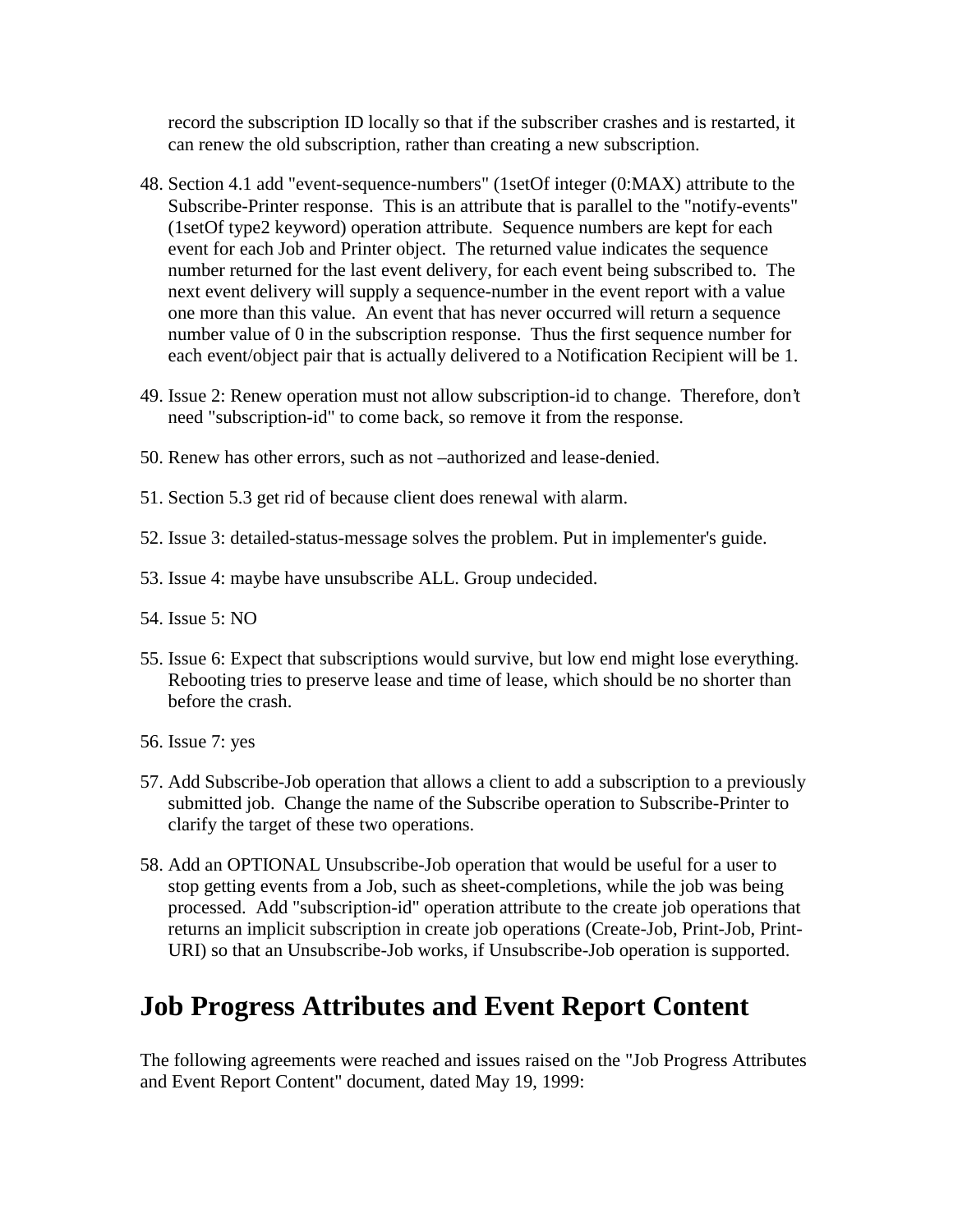record the subscription ID locally so that if the subscriber crashes and is restarted, it can renew the old subscription, rather than creating a new subscription.

48. Section 4.1 add "event-sequence-numbers" (1setOf integer (0:MAX) attribute to the Subscribe-Printer response. This is an attribute that is parallel to the "notify-events" (1setOf type2 keyword) operation attribute. Sequence numbers are kept for each event for each Job and Printer object. The returned value indicates the sequence number returned for the last event delivery, for each event being subscribed to. The next event delivery will supply a sequence-number in the event report with a value one more than this value. An event that has never occurred will return a sequence number value of 0 in the subscription response. Thus the first sequence number for each event/object pair that is actually delivered to a Notification Recipient will be 1.
49. Issue 2: Renew operation must not allow subscription-id to change. Therefore, don't need "subscription-id" to come back, so remove it from the response.
50. Renew has other errors, such as not –authorized and lease-denied.
51. Section 5.3 get rid of because client does renewal with alarm.
52. Issue 3: detailed-status-message solves the problem. Put in implementer's guide.
53. Issue 4: maybe have unsubscribe ALL. Group undecided.
54. Issue 5: NO
55. Issue 6: Expect that subscriptions would survive, but low end might lose everything. Rebooting tries to preserve lease and time of lease, which should be no shorter than before the crash.
56. Issue 7: yes
57. Add Subscribe-Job operation that allows a client to add a subscription to a previously submitted job. Change the name of the Subscribe operation to Subscribe-Printer to clarify the target of these two operations.
58. Add an OPTIONAL Unsubscribe-Job operation that would be useful for a user to stop getting events from a Job, such as sheet-completions, while the job was being processed. Add "subscription-id" operation attribute to the create job operations that returns an implicit subscription in create job operations (Create-Job, Print-Job, Print-URI) so that an Unsubscribe-Job works, if Unsubscribe-Job operation is supported.

# Job Progress Attributes and Event Report Content

The following agreements were reached and issues raised on the "Job Progress Attributes and Event Report Content" document, dated May 19, 1999: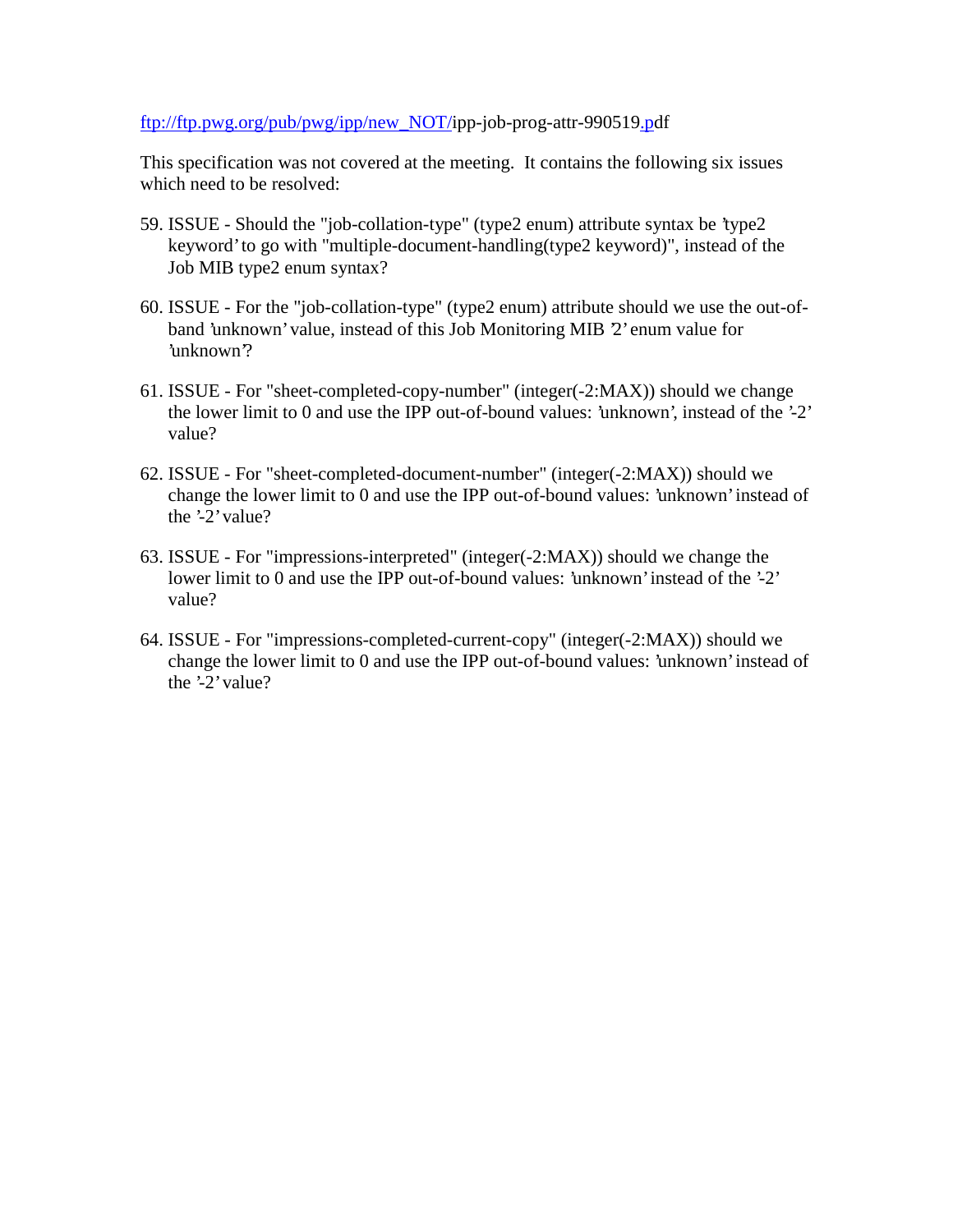ftp://ftp.pwg.org/pub/pwg/ipp/new_NOT/ipp-job-prog-attr-990519.pdf

This specification was not covered at the meeting. It contains the following six issues which need to be resolved:

59. ISSUE - Should the "job-collation-type" (type2 enum) attribute syntax be 'type2 keyword' to go with "multiple-document-handling(type2 keyword)", instead of the Job MIB type2 enum syntax?

60. ISSUE - For the "job-collation-type" (type2 enum) attribute should we use the out-of-band 'unknown' value, instead of this Job Monitoring MIB '2' enum value for 'unknown'?

61. ISSUE - For "sheet-completed-copy-number" (integer(-2:MAX)) should we change the lower limit to 0 and use the IPP out-of-bound values: 'unknown', instead of the '-2' value?

62. ISSUE - For "sheet-completed-document-number" (integer(-2:MAX)) should we change the lower limit to 0 and use the IPP out-of-bound values: 'unknown' instead of the '-2' value?

63. ISSUE - For "impressions-interpreted" (integer(-2:MAX)) should we change the lower limit to 0 and use the IPP out-of-bound values: 'unknown' instead of the '-2' value?

64. ISSUE - For "impressions-completed-current-copy" (integer(-2:MAX)) should we change the lower limit to 0 and use the IPP out-of-bound values: 'unknown' instead of the '-2' value?